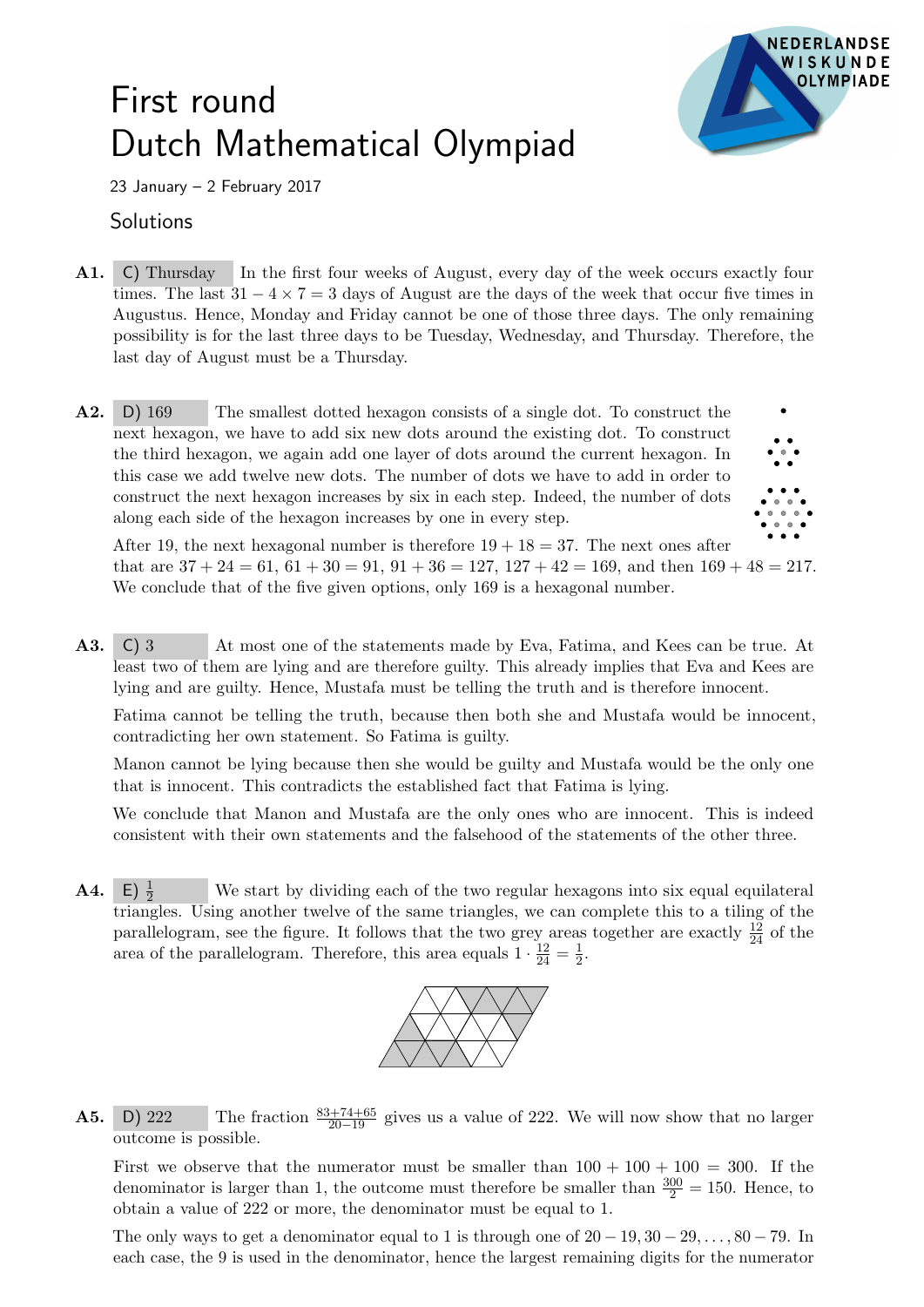# First round Dutch Mathematical Olympiad

23 January – 2 February 2017

## Solutions

**A1.** C) Thursday In the first four weeks of August, every day of the week occurs exactly four times. The last $31 - 4 \times 7 = 3$ days of August are the days of the week that occur five times in Augustus. Hence, Monday and Friday cannot be one of those three days. The only remaining possibility is for the last three days to be Tuesday, Wednesday, and Thursday. Therefore, the last day of August must be a Thursday.

**A2.** D) 169 The smallest dotted hexagon consists of a single dot. To construct the next hexagon, we have to add six new dots around the existing dot. To construct the third hexagon, we again add one layer of dots around the current hexagon. In this case we add twelve new dots. The number of dots we have to add in order to construct the next hexagon increases by six in each step. Indeed, the number of dots along each side of the hexagon increases by one in every step.

After 19, the next hexagonal number is therefore $19 + 18 = 37$. The next ones after that are $37 + 24 = 61$, $61 + 30 = 91$, $91 + 36 = 127$, $127 + 42 = 169$, and then $169 + 48 = 217$. We conclude that of the five given options, only 169 is a hexagonal number.

**A3.** C) 3 At most one of the statements made by Eva, Fatima, and Kees can be true. At least two of them are lying and are therefore guilty. This already implies that Eva and Kees are lying and are guilty. Hence, Mustafa must be telling the truth and is therefore innocent.

Fatima cannot be telling the truth, because then both she and Mustafa would be innocent, contradicting her own statement. So Fatima is guilty.

Manon cannot be lying because then she would be guilty and Mustafa would be the only one that is innocent. This contradicts the established fact that Fatima is lying.

We conclude that Manon and Mustafa are the only ones who are innocent. This is indeed consistent with their own statements and the falsehood of the statements of the other three.

**A4.** E) $\frac{1}{2}$ We start by dividing each of the two regular hexagons into six equal equilateral triangles. Using another twelve of the same triangles, we can complete this to a tiling of the parallelogram, see the figure. It follows that the two grey areas together are exactly $\frac{12}{24}$ of the area of the parallelogram. Therefore, this area equals $1 \cdot \frac{12}{24} = \frac{1}{2}$.

**A5.** D) 222 The fraction $\frac{83+74+65}{20-19}$ gives us a value of 222. We will now show that no larger outcome is possible.

First we observe that the numerator must be smaller than $100 + 100 + 100 = 300$. If the denominator is larger than 1, the outcome must therefore be smaller than $\frac{300}{2} = 150$. Hence, to obtain a value of 222 or more, the denominator must be equal to 1.

The only ways to get a denominator equal to 1 is through one of $20 - 19, 30 - 29, \ldots, 80 - 79$. In each case, the 9 is used in the denominator, hence the largest remaining digits for the numerator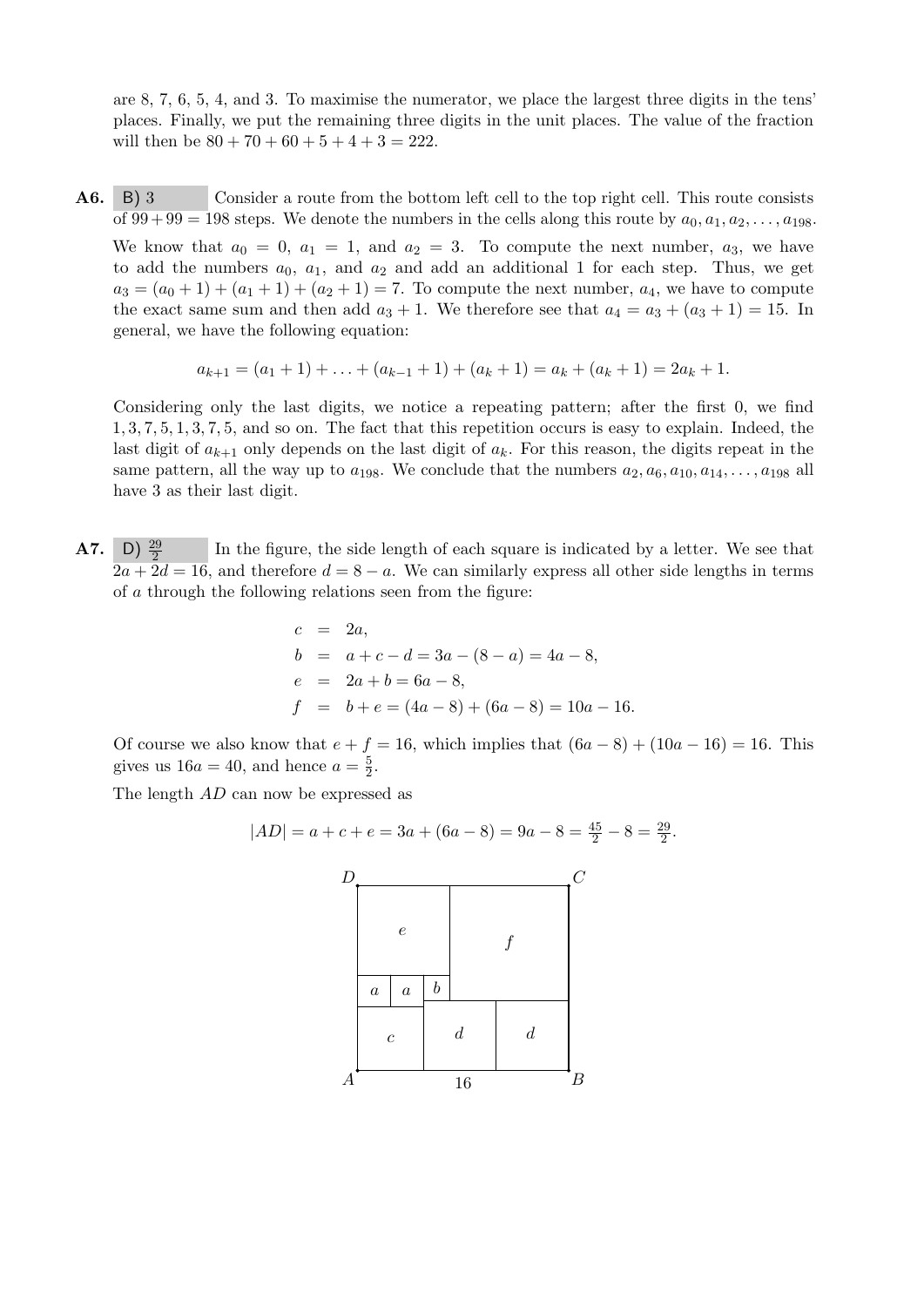are 8, 7, 6, 5, 4, and 3. To maximise the numerator, we place the largest three digits in the tens' places. Finally, we put the remaining three digits in the unit places. The value of the fraction will then be $80 + 70 + 60 + 5 + 4 + 3 = 222$.

**A6.** B) 3 Consider a route from the bottom left cell to the top right cell. This route consists of $99 + 99 = 198$ steps. We denote the numbers in the cells along this route by $a_0, a_1, a_2, \ldots, a_{198}$.

We know that $a_0 = 0$, $a_1 = 1$, and $a_2 = 3$. To compute the next number, $a_3$, we have to add the numbers $a_0$, $a_1$, and $a_2$ and add an additional 1 for each step. Thus, we get $a_3 = (a_0 + 1) + (a_1 + 1) + (a_2 + 1) = 7$. To compute the next number, $a_4$, we have to compute the exact same sum and then add $a_3 + 1$. We therefore see that $a_4 = a_3 + (a_3 + 1) = 15$. In general, we have the following equation:

$$a_{k+1} = (a_1 + 1) + \ldots + (a_{k-1} + 1) + (a_k + 1) = a_k + (a_k + 1) = 2a_k + 1.$$

Considering only the last digits, we notice a repeating pattern; after the first 0, we find $1, 3, 7, 5, 1, 3, 7, 5$, and so on. The fact that this repetition occurs is easy to explain. Indeed, the last digit of $a_{k+1}$ only depends on the last digit of $a_k$. For this reason, the digits repeat in the same pattern, all the way up to $a_{198}$. We conclude that the numbers $a_2, a_6, a_{10}, a_{14}, \ldots, a_{198}$ all have 3 as their last digit.

**A7.** D) $\frac{29}{2}$ In the figure, the side length of each square is indicated by a letter. We see that $2a + 2d = 16$, and therefore $d = 8 - a$. We can similarly express all other side lengths in terms of $a$ through the following relations seen from the figure:

$$\begin{aligned}
c &= 2a, \\
b &= a + c - d = 3a - (8 - a) = 4a - 8, \\
e &= 2a + b = 6a - 8, \\
f &= b + e = (4a - 8) + (6a - 8) = 10a - 16.
\end{aligned}$$

Of course we also know that $e + f = 16$, which implies that $(6a - 8) + (10a - 16) = 16$. This gives us $16a = 40$, and hence $a = \frac{5}{2}$.

The length $AD$ can now be expressed as

$$|AD| = a + c + e = 3a + (6a - 8) = 9a - 8 = \tfrac{45}{2} - 8 = \tfrac{29}{2}.$$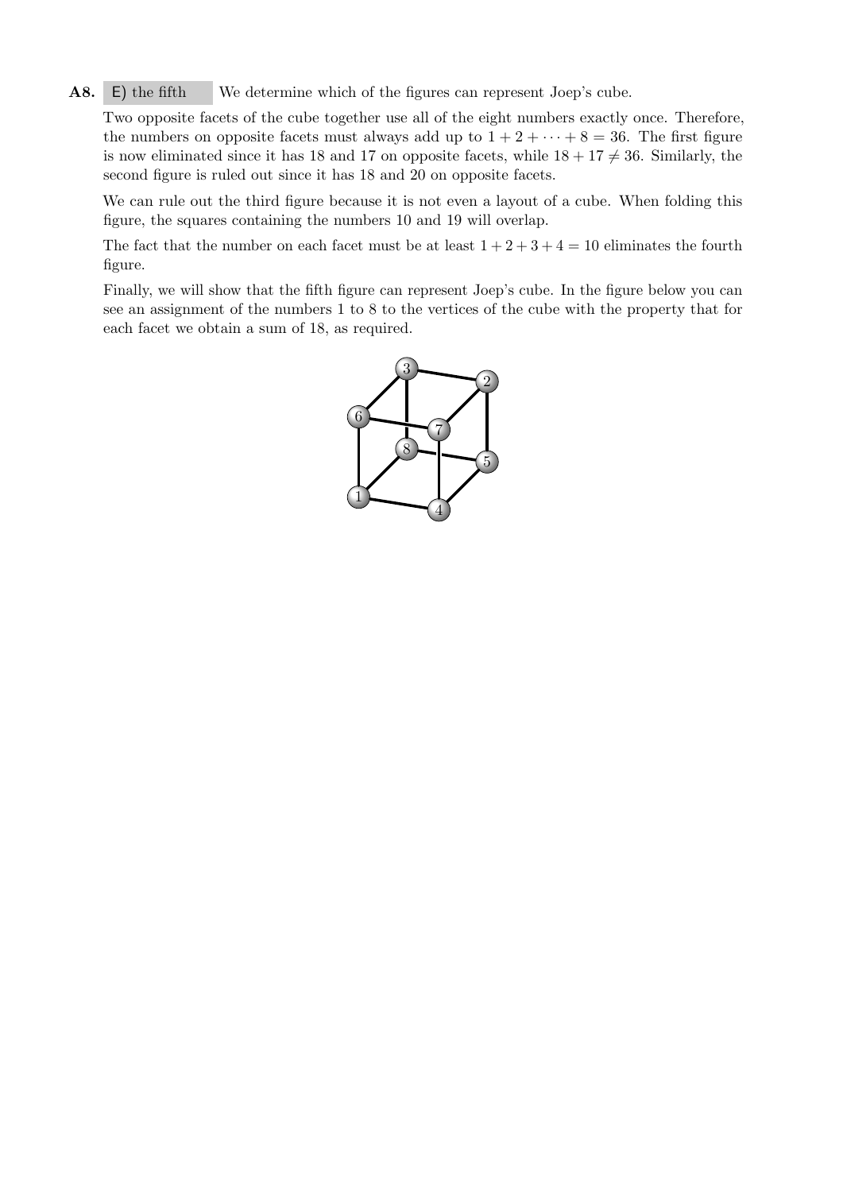**A8.** E) the fifth We determine which of the figures can represent Joep's cube.

Two opposite facets of the cube together use all of the eight numbers exactly once. Therefore, the numbers on opposite facets must always add up to $1 + 2 + \cdots + 8 = 36$. The first figure is now eliminated since it has 18 and 17 on opposite facets, while $18 + 17 \neq 36$. Similarly, the second figure is ruled out since it has 18 and 20 on opposite facets.

We can rule out the third figure because it is not even a layout of a cube. When folding this figure, the squares containing the numbers 10 and 19 will overlap.

The fact that the number on each facet must be at least $1 + 2 + 3 + 4 = 10$ eliminates the fourth figure.

Finally, we will show that the fifth figure can represent Joep's cube. In the figure below you can see an assignment of the numbers 1 to 8 to the vertices of the cube with the property that for each facet we obtain a sum of 18, as required.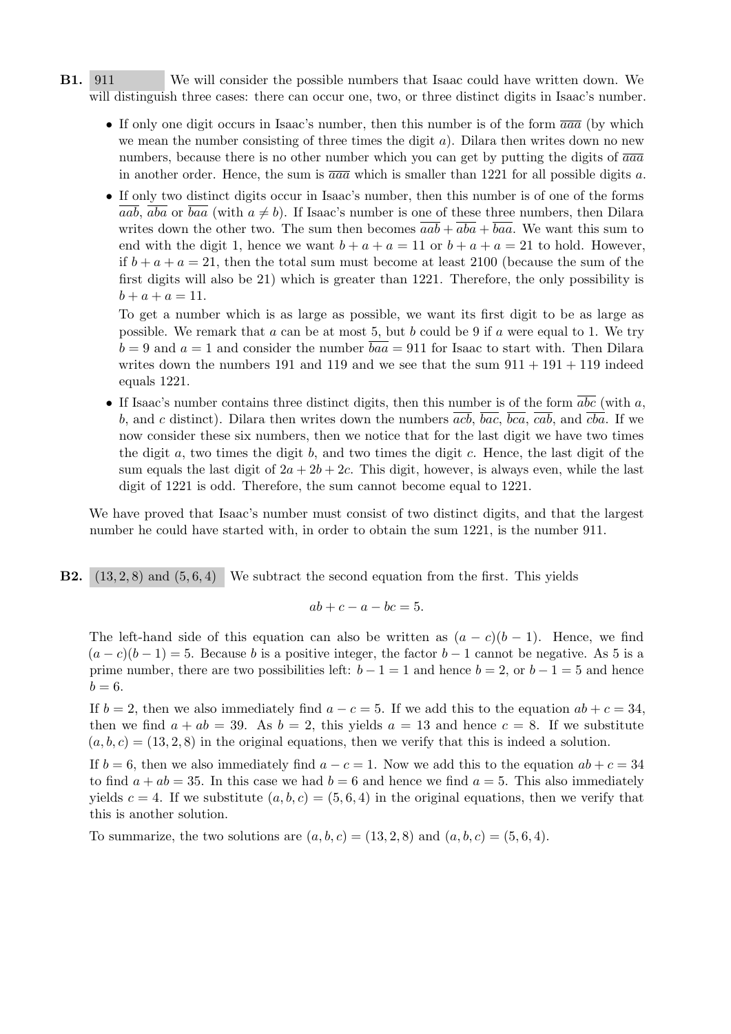**B1.** 911 We will consider the possible numbers that Isaac could have written down. We will distinguish three cases: there can occur one, two, or three distinct digits in Isaac's number.

- If only one digit occurs in Isaac's number, then this number is of the form $\overline{aaa}$ (by which we mean the number consisting of three times the digit $a$). Dilara then writes down no new numbers, because there is no other number which you can get by putting the digits of $\overline{aaa}$ in another order. Hence, the sum is $\overline{aaa}$ which is smaller than 1221 for all possible digits $a$.
- If only two distinct digits occur in Isaac's number, then this number is of one of the forms $\overline{aab}$, $\overline{aba}$ or $\overline{baa}$ (with $a \neq b$). If Isaac's number is one of these three numbers, then Dilara writes down the other two. The sum then becomes $\overline{aab} + \overline{aba} + \overline{baa}$. We want this sum to end with the digit 1, hence we want $b + a + a = 11$ or $b + a + a = 21$ to hold. However, if $b + a + a = 21$, then the total sum must become at least 2100 (because the sum of the first digits will also be 21) which is greater than 1221. Therefore, the only possibility is $b + a + a = 11$.

  To get a number which is as large as possible, we want its first digit to be as large as possible. We remark that $a$ can be at most 5, but $b$ could be 9 if $a$ were equal to 1. We try $b = 9$ and $a = 1$ and consider the number $\overline{baa} = 911$ for Isaac to start with. Then Dilara writes down the numbers 191 and 119 and we see that the sum $911 + 191 + 119$ indeed equals 1221.
- If Isaac's number contains three distinct digits, then this number is of the form $\overline{abc}$ (with $a$, $b$, and $c$ distinct). Dilara then writes down the numbers $\overline{acb}$, $\overline{bac}$, $\overline{bca}$, $\overline{cab}$, and $\overline{cba}$. If we now consider these six numbers, then we notice that for the last digit we have two times the digit $a$, two times the digit $b$, and two times the digit $c$. Hence, the last digit of the sum equals the last digit of $2a + 2b + 2c$. This digit, however, is always even, while the last digit of 1221 is odd. Therefore, the sum cannot become equal to 1221.

We have proved that Isaac's number must consist of two distinct digits, and that the largest number he could have started with, in order to obtain the sum 1221, is the number 911.

**B2.** $(13, 2, 8)$ and $(5, 6, 4)$ We subtract the second equation from the first. This yields

$$ab + c - a - bc = 5.$$

The left-hand side of this equation can also be written as $(a - c)(b - 1)$. Hence, we find $(a - c)(b - 1) = 5$. Because $b$ is a positive integer, the factor $b - 1$ cannot be negative. As 5 is a prime number, there are two possibilities left: $b - 1 = 1$ and hence $b = 2$, or $b - 1 = 5$ and hence $b = 6$.

If $b = 2$, then we also immediately find $a - c = 5$. If we add this to the equation $ab + c = 34$, then we find $a + ab = 39$. As $b = 2$, this yields $a = 13$ and hence $c = 8$. If we substitute $(a, b, c) = (13, 2, 8)$ in the original equations, then we verify that this is indeed a solution.

If $b = 6$, then we also immediately find $a - c = 1$. Now we add this to the equation $ab + c = 34$ to find $a + ab = 35$. In this case we had $b = 6$ and hence we find $a = 5$. This also immediately yields $c = 4$. If we substitute $(a, b, c) = (5, 6, 4)$ in the original equations, then we verify that this is another solution.

To summarize, the two solutions are $(a, b, c) = (13, 2, 8)$ and $(a, b, c) = (5, 6, 4)$.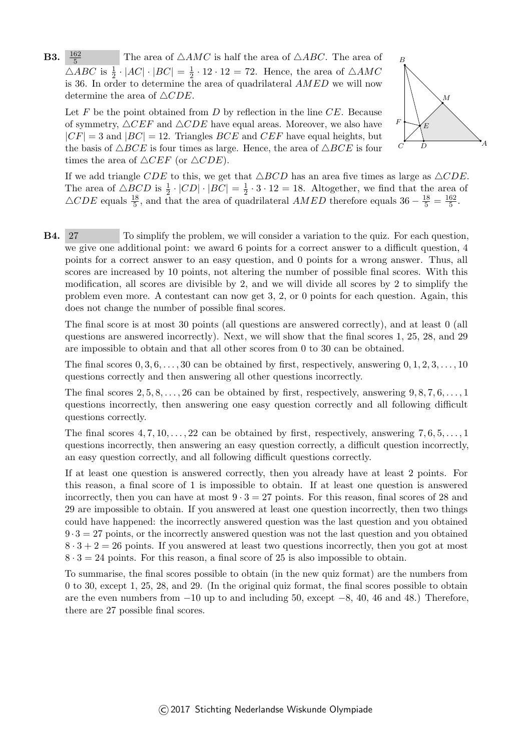**B3.** $\frac{162}{5}$ The area of $\triangle AMC$ is half the area of $\triangle ABC$. The area of $\triangle ABC$ is $\frac{1}{2} \cdot |AC| \cdot |BC| = \frac{1}{2} \cdot 12 \cdot 12 = 72$. Hence, the area of $\triangle AMC$ is 36. In order to determine the area of quadrilateral $AMED$ we will now determine the area of $\triangle CDE$.

Let $F$ be the point obtained from $D$ by reflection in the line $CE$. Because of symmetry, $\triangle CEF$ and $\triangle CDE$ have equal areas. Moreover, we also have $|CF| = 3$ and $|BC| = 12$. Triangles $BCE$ and $CEF$ have equal heights, but the basis of $\triangle BCE$ is four times as large. Hence, the area of $\triangle BCE$ is four times the area of $\triangle CEF$ (or $\triangle CDE$).

B

M

F

E

C D A

If we add triangle $CDE$ to this, we get that $\triangle BCD$ has an area five times as large as $\triangle CDE$. The area of $\triangle BCD$ is $\frac{1}{2} \cdot |CD| \cdot |BC| = \frac{1}{2} \cdot 3 \cdot 12 = 18$. Altogether, we find that the area of $\triangle CDE$ equals $\frac{18}{5}$, and that the area of quadrilateral $AMED$ therefore equals $36 - \frac{18}{5} = \frac{162}{5}$.

**B4.** 27 To simplify the problem, we will consider a variation to the quiz. For each question, we give one additional point: we award 6 points for a correct answer to a difficult question, 4 points for a correct answer to an easy question, and 0 points for a wrong answer. Thus, all scores are increased by 10 points, not altering the number of possible final scores. With this modification, all scores are divisible by 2, and we will divide all scores by 2 to simplify the problem even more. A contestant can now get 3, 2, or 0 points for each question. Again, this does not change the number of possible final scores.

The final score is at most 30 points (all questions are answered correctly), and at least 0 (all questions are answered incorrectly). Next, we will show that the final scores 1, 25, 28, and 29 are impossible to obtain and that all other scores from 0 to 30 can be obtained.

The final scores $0, 3, 6, \ldots, 30$ can be obtained by first, respectively, answering $0, 1, 2, 3, \ldots, 10$ questions correctly and then answering all other questions incorrectly.

The final scores $2, 5, 8, \ldots, 26$ can be obtained by first, respectively, answering $9, 8, 7, 6, \ldots, 1$ questions incorrectly, then answering one easy question correctly and all following difficult questions correctly.

The final scores $4, 7, 10, \ldots, 22$ can be obtained by first, respectively, answering $7, 6, 5, \ldots, 1$ questions incorrectly, then answering an easy question correctly, a difficult question incorrectly, an easy question correctly, and all following difficult questions correctly.

If at least one question is answered correctly, then you already have at least 2 points. For this reason, a final score of 1 is impossible to obtain. If at least one question is answered incorrectly, then you can have at most $9 \cdot 3 = 27$ points. For this reason, final scores of 28 and 29 are impossible to obtain. If you answered at least one question incorrectly, then two things could have happened: the incorrectly answered question was the last question and you obtained $9 \cdot 3 = 27$ points, or the incorrectly answered question was not the last question and you obtained $8 \cdot 3 + 2 = 26$ points. If you answered at least two questions incorrectly, then you got at most $8 \cdot 3 = 24$ points. For this reason, a final score of 25 is also impossible to obtain.

To summarise, the final scores possible to obtain (in the new quiz format) are the numbers from 0 to 30, except 1, 25, 28, and 29. (In the original quiz format, the final scores possible to obtain are the even numbers from $-10$ up to and including 50, except $-8$, 40, 46 and 48.) Therefore, there are 27 possible final scores.

© 2017 Stichting Nederlandse Wiskunde Olympiade